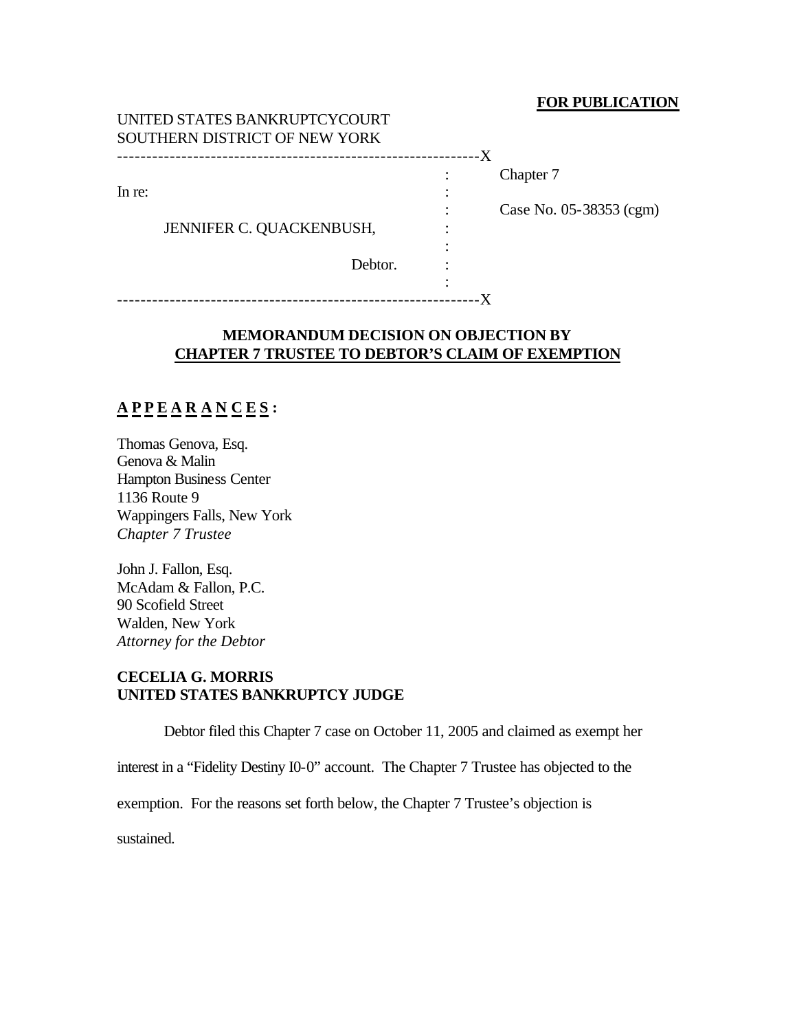**FOR PUBLICATION**

UNITED STATES BANKRUPTCYCOURT
SOUTHERN DISTRICT OF NEW YORK

| | |
|---|---|
| In re: | Chapter 7 |
| JENNIFER C. QUACKENBUSH, | Case No. 05-38353 (cgm) |
| Debtor. | |

## MEMORANDUM DECISION ON OBJECTION BY CHAPTER 7 TRUSTEE TO DEBTOR'S CLAIM OF EXEMPTION

**APPEARANCES:**

Thomas Genova, Esq.
Genova & Malin
Hampton Business Center
1136 Route 9
Wappingers Falls, New York
*Chapter 7 Trustee*

John J. Fallon, Esq.
McAdam & Fallon, P.C.
90 Scofield Street
Walden, New York
*Attorney for the Debtor*

**CECELIA G. MORRIS**
**UNITED STATES BANKRUPTCY JUDGE**

Debtor filed this Chapter 7 case on October 11, 2005 and claimed as exempt her interest in a "Fidelity Destiny I0-0" account. The Chapter 7 Trustee has objected to the exemption. For the reasons set forth below, the Chapter 7 Trustee's objection is sustained.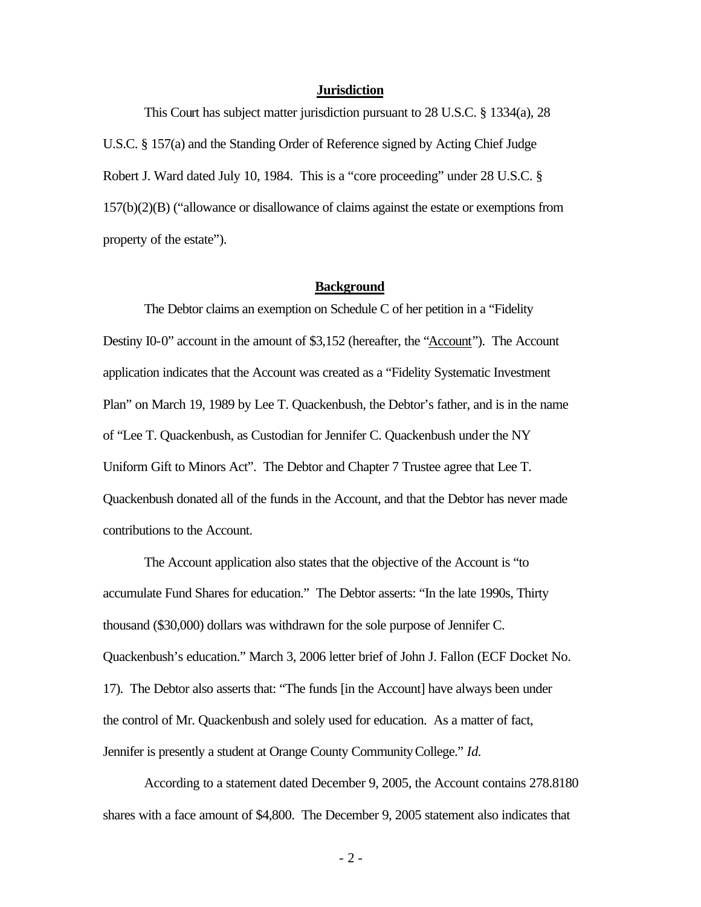## Jurisdiction

This Court has subject matter jurisdiction pursuant to 28 U.S.C. § 1334(a), 28 U.S.C. § 157(a) and the Standing Order of Reference signed by Acting Chief Judge Robert J. Ward dated July 10, 1984. This is a "core proceeding" under 28 U.S.C. § 157(b)(2)(B) ("allowance or disallowance of claims against the estate or exemptions from property of the estate").

## Background

The Debtor claims an exemption on Schedule C of her petition in a "Fidelity Destiny I0-0" account in the amount of $3,152 (hereafter, the "Account"). The Account application indicates that the Account was created as a "Fidelity Systematic Investment Plan" on March 19, 1989 by Lee T. Quackenbush, the Debtor's father, and is in the name of "Lee T. Quackenbush, as Custodian for Jennifer C. Quackenbush under the NY Uniform Gift to Minors Act". The Debtor and Chapter 7 Trustee agree that Lee T. Quackenbush donated all of the funds in the Account, and that the Debtor has never made contributions to the Account.

The Account application also states that the objective of the Account is "to accumulate Fund Shares for education." The Debtor asserts: "In the late 1990s, Thirty thousand ($30,000) dollars was withdrawn for the sole purpose of Jennifer C. Quackenbush's education." March 3, 2006 letter brief of John J. Fallon (ECF Docket No. 17). The Debtor also asserts that: "The funds [in the Account] have always been under the control of Mr. Quackenbush and solely used for education. As a matter of fact, Jennifer is presently a student at Orange County Community College." *Id.*

According to a statement dated December 9, 2005, the Account contains 278.8180 shares with a face amount of $4,800. The December 9, 2005 statement also indicates that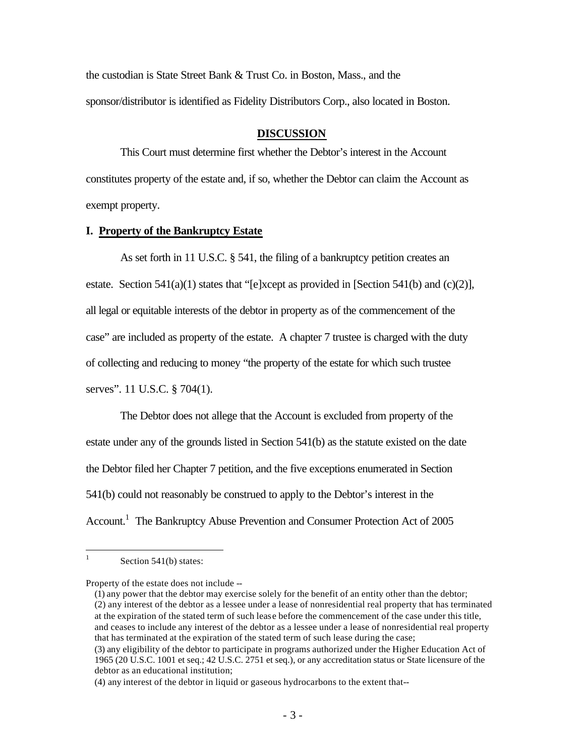the custodian is State Street Bank & Trust Co. in Boston, Mass., and the sponsor/distributor is identified as Fidelity Distributors Corp., also located in Boston.

## **DISCUSSION**

This Court must determine first whether the Debtor's interest in the Account constitutes property of the estate and, if so, whether the Debtor can claim the Account as exempt property.

### **I. Property of the Bankruptcy Estate**

As set forth in 11 U.S.C. § 541, the filing of a bankruptcy petition creates an estate. Section 541(a)(1) states that "[e]xcept as provided in [Section 541(b) and (c)(2)], all legal or equitable interests of the debtor in property as of the commencement of the case" are included as property of the estate. A chapter 7 trustee is charged with the duty of collecting and reducing to money "the property of the estate for which such trustee serves". 11 U.S.C. § 704(1).

The Debtor does not allege that the Account is excluded from property of the estate under any of the grounds listed in Section 541(b) as the statute existed on the date the Debtor filed her Chapter 7 petition, and the five exceptions enumerated in Section 541(b) could not reasonably be construed to apply to the Debtor's interest in the Account.[1] The Bankruptcy Abuse Prevention and Consumer Protection Act of 2005

---

[1] Section 541(b) states:

Property of the estate does not include --

(1) any power that the debtor may exercise solely for the benefit of an entity other than the debtor;
(2) any interest of the debtor as a lessee under a lease of nonresidential real property that has terminated at the expiration of the stated term of such lease before the commencement of the case under this title, and ceases to include any interest of the debtor as a lessee under a lease of nonresidential real property that has terminated at the expiration of the stated term of such lease during the case;
(3) any eligibility of the debtor to participate in programs authorized under the Higher Education Act of 1965 (20 U.S.C. 1001 et seq.; 42 U.S.C. 2751 et seq.), or any accreditation status or State licensure of the debtor as an educational institution;
(4) any interest of the debtor in liquid or gaseous hydrocarbons to the extent that--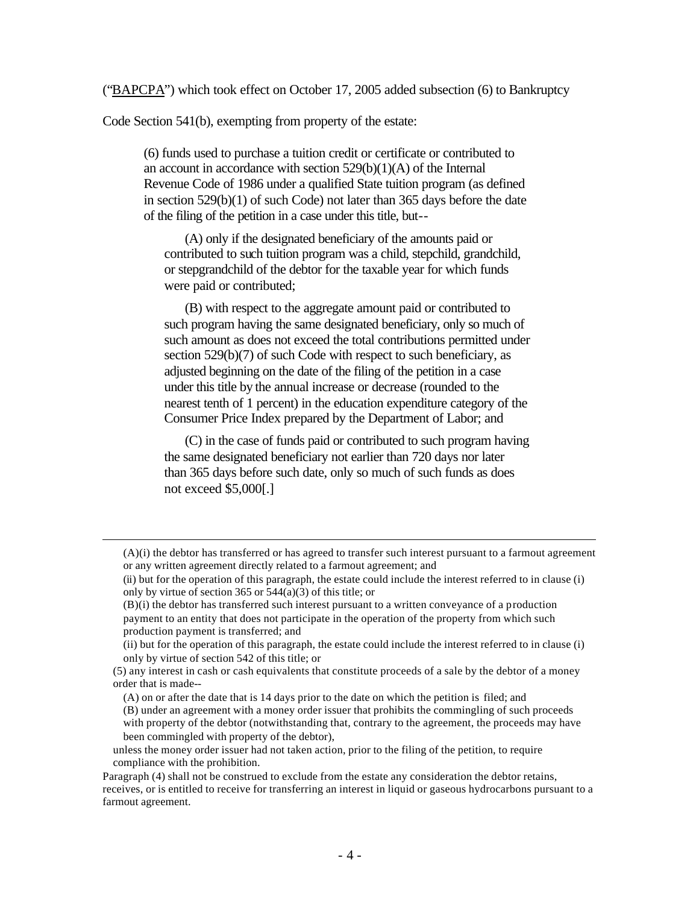("<u>BAPCPA</u>") which took effect on October 17, 2005 added subsection (6) to Bankruptcy Code Section 541(b), exempting from property of the estate:

> (6) funds used to purchase a tuition credit or certificate or contributed to an account in accordance with section 529(b)(1)(A) of the Internal Revenue Code of 1986 under a qualified State tuition program (as defined in section 529(b)(1) of such Code) not later than 365 days before the date of the filing of the petition in a case under this title, but--
>
> (A) only if the designated beneficiary of the amounts paid or contributed to such tuition program was a child, stepchild, grandchild, or stepgrandchild of the debtor for the taxable year for which funds were paid or contributed;
>
> (B) with respect to the aggregate amount paid or contributed to such program having the same designated beneficiary, only so much of such amount as does not exceed the total contributions permitted under section 529(b)(7) of such Code with respect to such beneficiary, as adjusted beginning on the date of the filing of the petition in a case under this title by the annual increase or decrease (rounded to the nearest tenth of 1 percent) in the education expenditure category of the Consumer Price Index prepared by the Department of Labor; and
>
> (C) in the case of funds paid or contributed to such program having the same designated beneficiary not earlier than 720 days nor later than 365 days before such date, only so much of such funds as does not exceed $5,000[.]

---

(A)(i) the debtor has transferred or has agreed to transfer such interest pursuant to a farmout agreement or any written agreement directly related to a farmout agreement; and

(ii) but for the operation of this paragraph, the estate could include the interest referred to in clause (i) only by virtue of section 365 or 544(a)(3) of this title; or

(B)(i) the debtor has transferred such interest pursuant to a written conveyance of a production payment to an entity that does not participate in the operation of the property from which such production payment is transferred; and

(ii) but for the operation of this paragraph, the estate could include the interest referred to in clause (i) only by virtue of section 542 of this title; or

(5) any interest in cash or cash equivalents that constitute proceeds of a sale by the debtor of a money order that is made--

(A) on or after the date that is 14 days prior to the date on which the petition is filed; and

(B) under an agreement with a money order issuer that prohibits the commingling of such proceeds with property of the debtor (notwithstanding that, contrary to the agreement, the proceeds may have been commingled with property of the debtor),

unless the money order issuer had not taken action, prior to the filing of the petition, to require compliance with the prohibition.

Paragraph (4) shall not be construed to exclude from the estate any consideration the debtor retains, receives, or is entitled to receive for transferring an interest in liquid or gaseous hydrocarbons pursuant to a farmout agreement.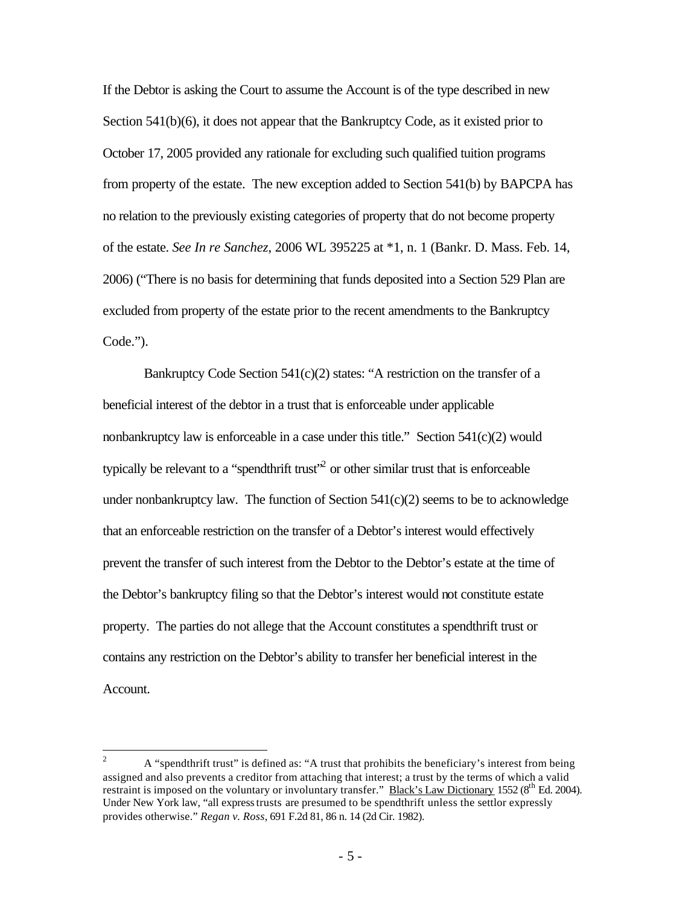If the Debtor is asking the Court to assume the Account is of the type described in new Section 541(b)(6), it does not appear that the Bankruptcy Code, as it existed prior to October 17, 2005 provided any rationale for excluding such qualified tuition programs from property of the estate. The new exception added to Section 541(b) by BAPCPA has no relation to the previously existing categories of property that do not become property of the estate. *See In re Sanchez*, 2006 WL 395225 at *1, n. 1 (Bankr. D. Mass. Feb. 14, 2006) ("There is no basis for determining that funds deposited into a Section 529 Plan are excluded from property of the estate prior to the recent amendments to the Bankruptcy Code.").

Bankruptcy Code Section 541(c)(2) states: "A restriction on the transfer of a beneficial interest of the debtor in a trust that is enforceable under applicable nonbankruptcy law is enforceable in a case under this title." Section 541(c)(2) would typically be relevant to a "spendthrift trust"[2] or other similar trust that is enforceable under nonbankruptcy law. The function of Section 541(c)(2) seems to be to acknowledge that an enforceable restriction on the transfer of a Debtor's interest would effectively prevent the transfer of such interest from the Debtor to the Debtor's estate at the time of the Debtor's bankruptcy filing so that the Debtor's interest would not constitute estate property. The parties do not allege that the Account constitutes a spendthrift trust or contains any restriction on the Debtor's ability to transfer her beneficial interest in the Account.

---

[2] A "spendthrift trust" is defined as: "A trust that prohibits the beneficiary's interest from being assigned and also prevents a creditor from attaching that interest; a trust by the terms of which a valid restraint is imposed on the voluntary or involuntary transfer." Black's Law Dictionary 1552 (8th Ed. 2004). Under New York law, "all express trusts are presumed to be spendthrift unless the settlor expressly provides otherwise." *Regan v. Ross*, 691 F.2d 81, 86 n. 14 (2d Cir. 1982).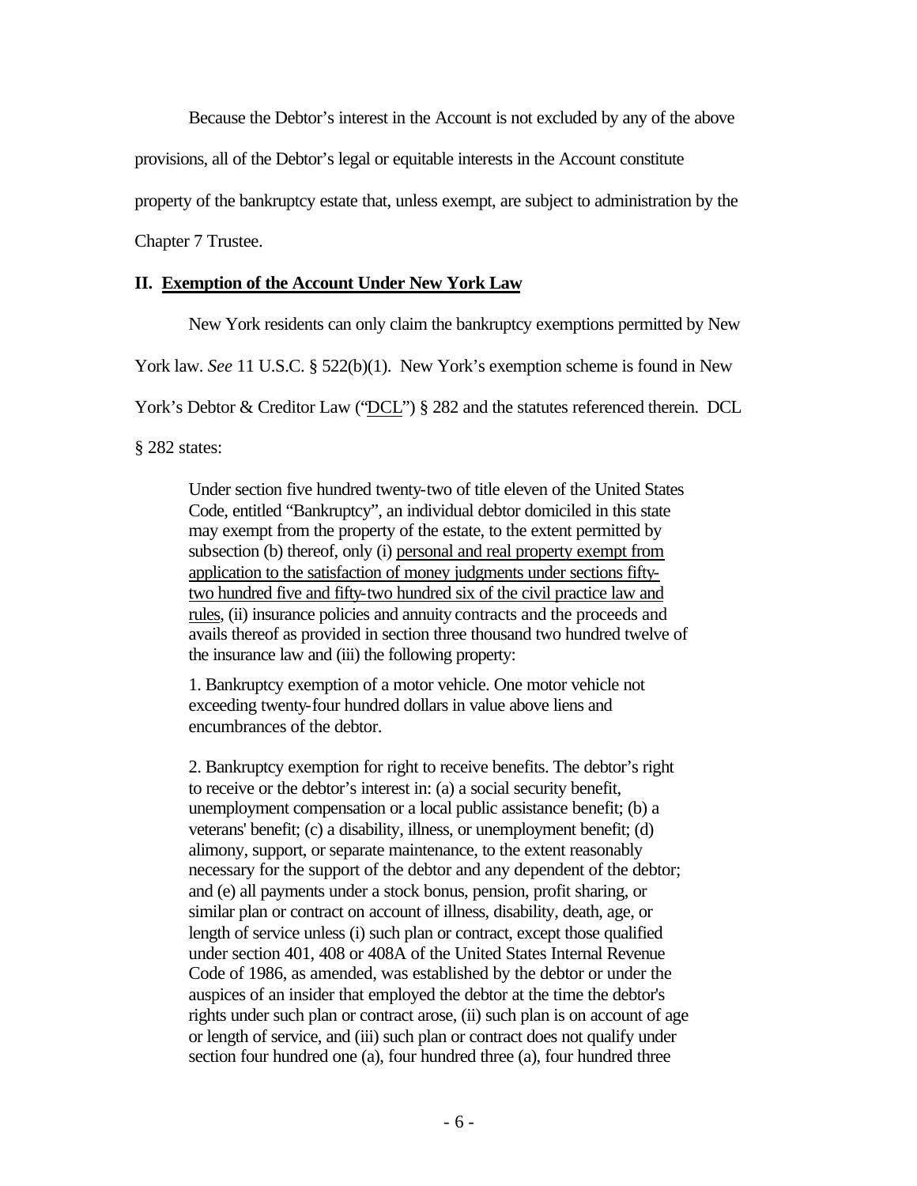Because the Debtor's interest in the Account is not excluded by any of the above provisions, all of the Debtor's legal or equitable interests in the Account constitute property of the bankruptcy estate that, unless exempt, are subject to administration by the Chapter 7 Trustee.

## II. Exemption of the Account Under New York Law

New York residents can only claim the bankruptcy exemptions permitted by New York law. *See* 11 U.S.C. § 522(b)(1). New York's exemption scheme is found in New York's Debtor & Creditor Law ("DCL") § 282 and the statutes referenced therein. DCL § 282 states:

> Under section five hundred twenty-two of title eleven of the United States Code, entitled "Bankruptcy", an individual debtor domiciled in this state may exempt from the property of the estate, to the extent permitted by subsection (b) thereof, only (i) personal and real property exempt from application to the satisfaction of money judgments under sections fifty-two hundred five and fifty-two hundred six of the civil practice law and rules, (ii) insurance policies and annuity contracts and the proceeds and avails thereof as provided in section three thousand two hundred twelve of the insurance law and (iii) the following property:
>
> 1. Bankruptcy exemption of a motor vehicle. One motor vehicle not exceeding twenty-four hundred dollars in value above liens and encumbrances of the debtor.
>
> 2. Bankruptcy exemption for right to receive benefits. The debtor's right to receive or the debtor's interest in: (a) a social security benefit, unemployment compensation or a local public assistance benefit; (b) a veterans' benefit; (c) a disability, illness, or unemployment benefit; (d) alimony, support, or separate maintenance, to the extent reasonably necessary for the support of the debtor and any dependent of the debtor; and (e) all payments under a stock bonus, pension, profit sharing, or similar plan or contract on account of illness, disability, death, age, or length of service unless (i) such plan or contract, except those qualified under section 401, 408 or 408A of the United States Internal Revenue Code of 1986, as amended, was established by the debtor or under the auspices of an insider that employed the debtor at the time the debtor's rights under such plan or contract arose, (ii) such plan is on account of age or length of service, and (iii) such plan or contract does not qualify under section four hundred one (a), four hundred three (a), four hundred three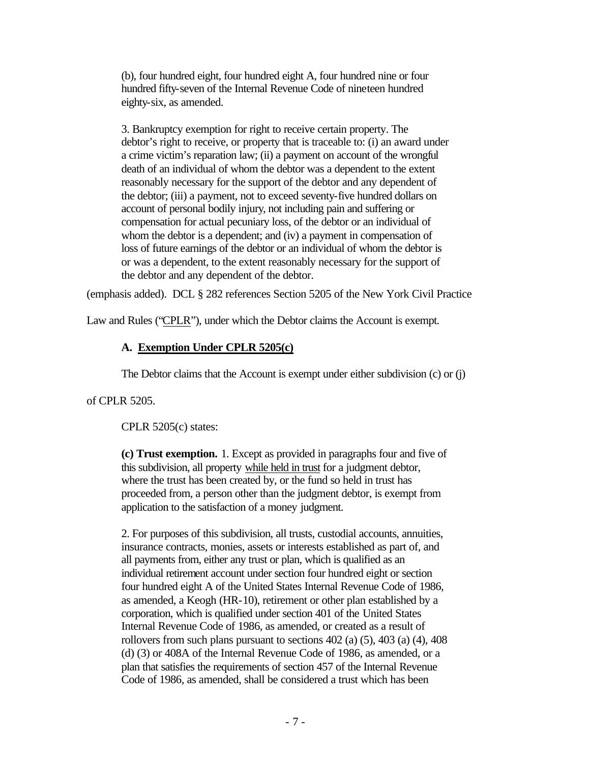> (b), four hundred eight, four hundred eight A, four hundred nine or four hundred fifty-seven of the Internal Revenue Code of nineteen hundred eighty-six, as amended.
>
> 3. Bankruptcy exemption for right to receive certain property. The debtor's right to receive, or property that is traceable to: (i) an award under a crime victim's reparation law; (ii) a payment on account of the wrongful death of an individual of whom the debtor was a dependent to the extent reasonably necessary for the support of the debtor and any dependent of the debtor; (iii) a payment, not to exceed seventy-five hundred dollars on account of personal bodily injury, not including pain and suffering or compensation for actual pecuniary loss, of the debtor or an individual of whom the debtor is a dependent; and (iv) a payment in compensation of loss of future earnings of the debtor or an individual of whom the debtor is or was a dependent, to the extent reasonably necessary for the support of the debtor and any dependent of the debtor.

(emphasis added). DCL § 282 references Section 5205 of the New York Civil Practice Law and Rules ("CPLR"), under which the Debtor claims the Account is exempt.

### A. Exemption Under CPLR 5205(c)

The Debtor claims that the Account is exempt under either subdivision (c) or (j) of CPLR 5205.

CPLR 5205(c) states:

> **(c) Trust exemption.** 1. Except as provided in paragraphs four and five of this subdivision, all property while held in trust for a judgment debtor, where the trust has been created by, or the fund so held in trust has proceeded from, a person other than the judgment debtor, is exempt from application to the satisfaction of a money judgment.
>
> 2. For purposes of this subdivision, all trusts, custodial accounts, annuities, insurance contracts, monies, assets or interests established as part of, and all payments from, either any trust or plan, which is qualified as an individual retirement account under section four hundred eight or section four hundred eight A of the United States Internal Revenue Code of 1986, as amended, a Keogh (HR-10), retirement or other plan established by a corporation, which is qualified under section 401 of the United States Internal Revenue Code of 1986, as amended, or created as a result of rollovers from such plans pursuant to sections 402 (a) (5), 403 (a) (4), 408 (d) (3) or 408A of the Internal Revenue Code of 1986, as amended, or a plan that satisfies the requirements of section 457 of the Internal Revenue Code of 1986, as amended, shall be considered a trust which has been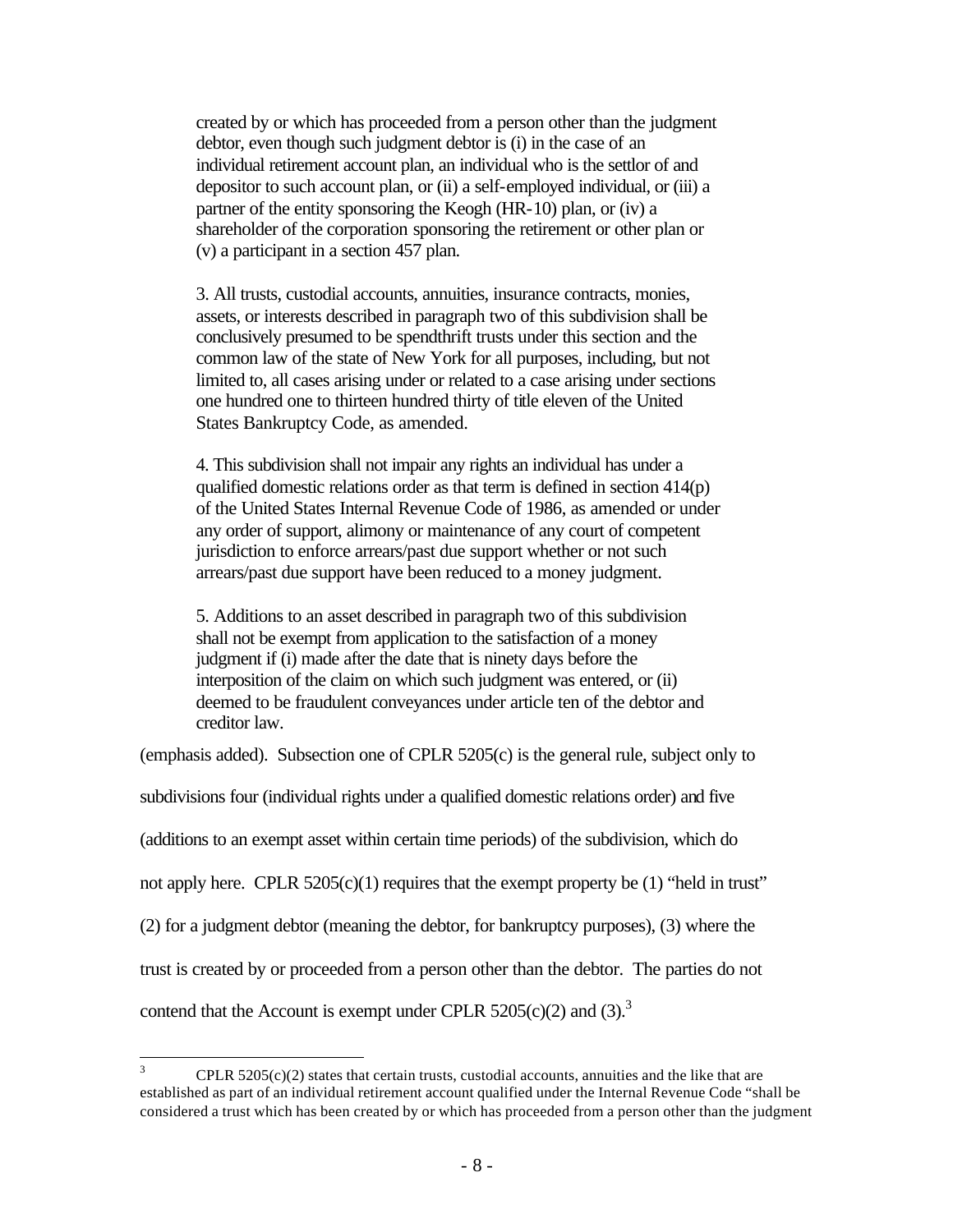> created by or which has proceeded from a person other than the judgment debtor, even though such judgment debtor is (i) in the case of an individual retirement account plan, an individual who is the settlor of and depositor to such account plan, or (ii) a self-employed individual, or (iii) a partner of the entity sponsoring the Keogh (HR-10) plan, or (iv) a shareholder of the corporation sponsoring the retirement or other plan or (v) a participant in a section 457 plan.
>
> 3. All trusts, custodial accounts, annuities, insurance contracts, monies, assets, or interests described in paragraph two of this subdivision shall be conclusively presumed to be spendthrift trusts under this section and the common law of the state of New York for all purposes, including, but not limited to, all cases arising under or related to a case arising under sections one hundred one to thirteen hundred thirty of title eleven of the United States Bankruptcy Code, as amended.
>
> 4. This subdivision shall not impair any rights an individual has under a qualified domestic relations order as that term is defined in section 414(p) of the United States Internal Revenue Code of 1986, as amended or under any order of support, alimony or maintenance of any court of competent jurisdiction to enforce arrears/past due support whether or not such arrears/past due support have been reduced to a money judgment.
>
> 5. Additions to an asset described in paragraph two of this subdivision shall not be exempt from application to the satisfaction of a money judgment if (i) made after the date that is ninety days before the interposition of the claim on which such judgment was entered, or (ii) deemed to be fraudulent conveyances under article ten of the debtor and creditor law.

(emphasis added). Subsection one of CPLR 5205(c) is the general rule, subject only to subdivisions four (individual rights under a qualified domestic relations order) and five (additions to an exempt asset within certain time periods) of the subdivision, which do not apply here. CPLR 5205(c)(1) requires that the exempt property be (1) "held in trust" (2) for a judgment debtor (meaning the debtor, for bankruptcy purposes), (3) where the trust is created by or proceeded from a person other than the debtor. The parties do not contend that the Account is exempt under CPLR 5205(c)(2) and (3).[3]

---

[3] CPLR 5205(c)(2) states that certain trusts, custodial accounts, annuities and the like that are established as part of an individual retirement account qualified under the Internal Revenue Code "shall be considered a trust which has been created by or which has proceeded from a person other than the judgment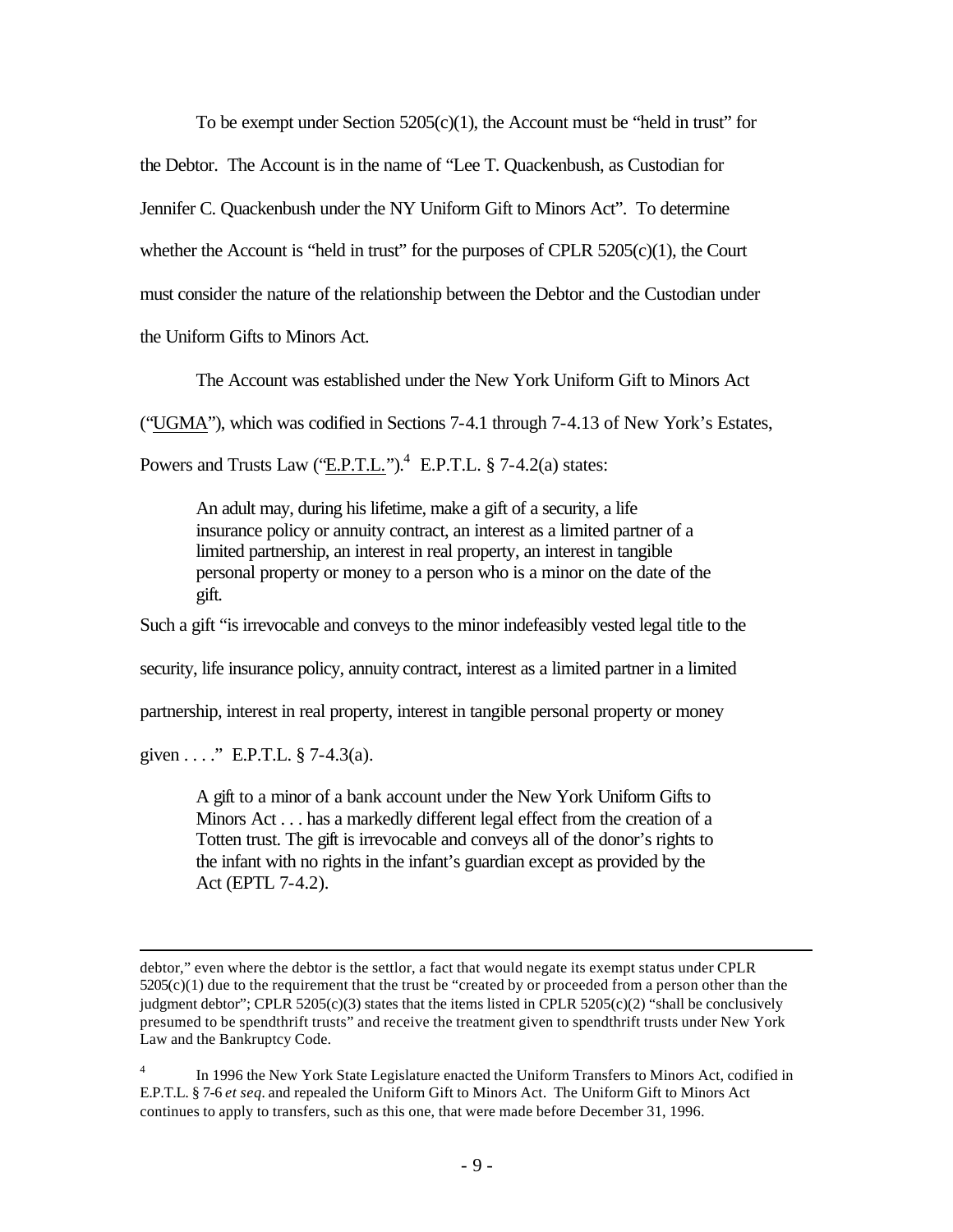To be exempt under Section 5205(c)(1), the Account must be "held in trust" for the Debtor. The Account is in the name of "Lee T. Quackenbush, as Custodian for Jennifer C. Quackenbush under the NY Uniform Gift to Minors Act". To determine whether the Account is "held in trust" for the purposes of CPLR 5205(c)(1), the Court must consider the nature of the relationship between the Debtor and the Custodian under the Uniform Gifts to Minors Act.

The Account was established under the New York Uniform Gift to Minors Act ("UGMA"), which was codified in Sections 7-4.1 through 7-4.13 of New York's Estates, Powers and Trusts Law ("E.P.T.L.").[4] E.P.T.L. § 7-4.2(a) states:

> An adult may, during his lifetime, make a gift of a security, a life insurance policy or annuity contract, an interest as a limited partner of a limited partnership, an interest in real property, an interest in tangible personal property or money to a person who is a minor on the date of the gift.

Such a gift "is irrevocable and conveys to the minor indefeasibly vested legal title to the security, life insurance policy, annuity contract, interest as a limited partner in a limited partnership, interest in real property, interest in tangible personal property or money given . . . ." E.P.T.L. § 7-4.3(a).

> A gift to a minor of a bank account under the New York Uniform Gifts to Minors Act . . . has a markedly different legal effect from the creation of a Totten trust. The gift is irrevocable and conveys all of the donor's rights to the infant with no rights in the infant's guardian except as provided by the Act (EPTL 7-4.2).

---

debtor," even where the debtor is the settlor, a fact that would negate its exempt status under CPLR 5205(c)(1) due to the requirement that the trust be "created by or proceeded from a person other than the judgment debtor"; CPLR 5205(c)(3) states that the items listed in CPLR 5205(c)(2) "shall be conclusively presumed to be spendthrift trusts" and receive the treatment given to spendthrift trusts under New York Law and the Bankruptcy Code.

[4] In 1996 the New York State Legislature enacted the Uniform Transfers to Minors Act, codified in E.P.T.L. § 7-6 *et seq*. and repealed the Uniform Gift to Minors Act. The Uniform Gift to Minors Act continues to apply to transfers, such as this one, that were made before December 31, 1996.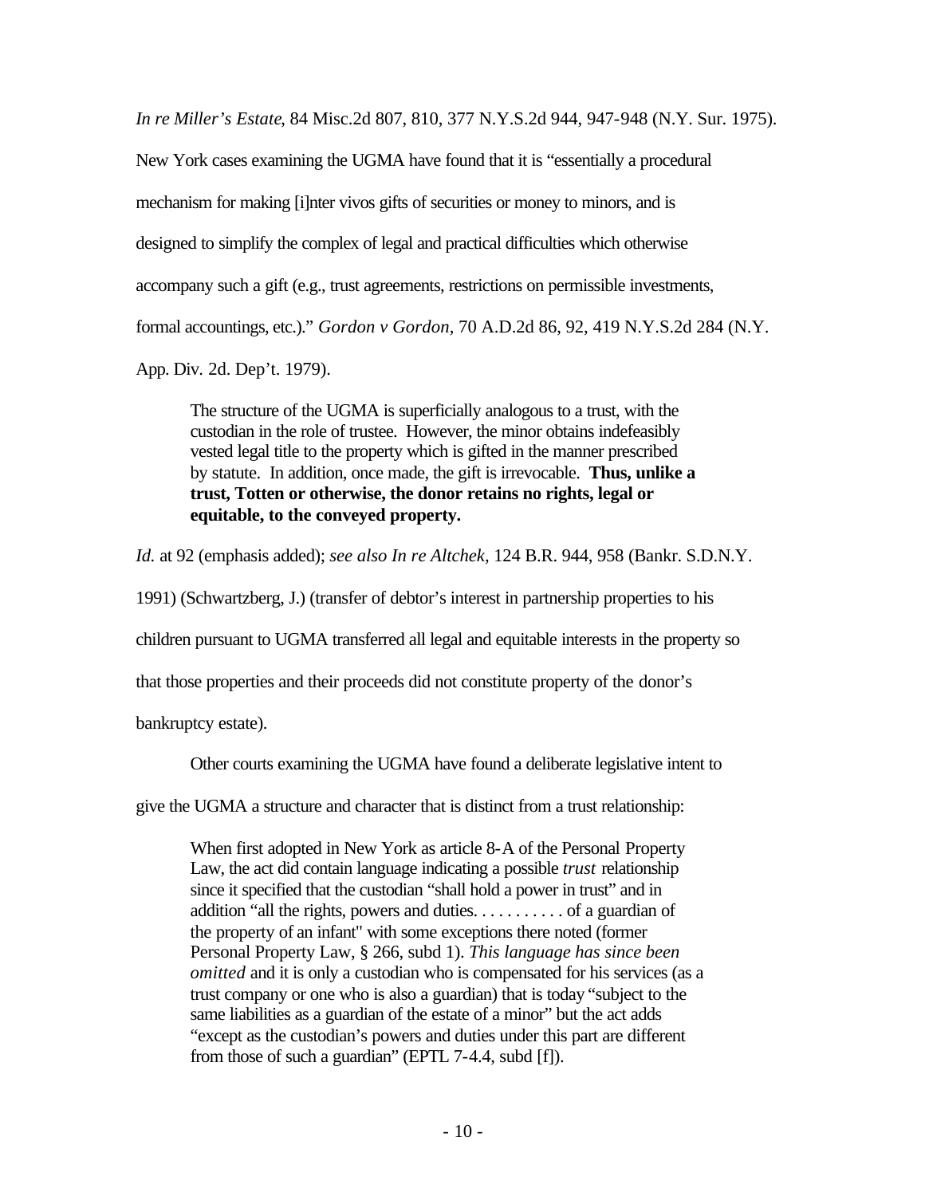*In re Miller's Estate*, 84 Misc.2d 807, 810, 377 N.Y.S.2d 944, 947-948 (N.Y. Sur. 1975). New York cases examining the UGMA have found that it is "essentially a procedural mechanism for making [i]nter vivos gifts of securities or money to minors, and is designed to simplify the complex of legal and practical difficulties which otherwise accompany such a gift (e.g., trust agreements, restrictions on permissible investments, formal accountings, etc.)." *Gordon v Gordon*, 70 A.D.2d 86, 92, 419 N.Y.S.2d 284 (N.Y. App. Div. 2d. Dep't. 1979).

> The structure of the UGMA is superficially analogous to a trust, with the custodian in the role of trustee. However, the minor obtains indefeasibly vested legal title to the property which is gifted in the manner prescribed by statute. In addition, once made, the gift is irrevocable. **Thus, unlike a trust, Totten or otherwise, the donor retains no rights, legal or equitable, to the conveyed property.**

*Id.* at 92 (emphasis added); *see also In re Altchek,* 124 B.R. 944, 958 (Bankr. S.D.N.Y. 1991) (Schwartzberg, J.) (transfer of debtor's interest in partnership properties to his children pursuant to UGMA transferred all legal and equitable interests in the property so that those properties and their proceeds did not constitute property of the donor's bankruptcy estate).

Other courts examining the UGMA have found a deliberate legislative intent to give the UGMA a structure and character that is distinct from a trust relationship:

> When first adopted in New York as article 8-A of the Personal Property Law, the act did contain language indicating a possible *trust* relationship since it specified that the custodian "shall hold a power in trust" and in addition "all the rights, powers and duties. . . . . . . . . . . of a guardian of the property of an infant" with some exceptions there noted (former Personal Property Law, § 266, subd 1). *This language has since been omitted* and it is only a custodian who is compensated for his services (as a trust company or one who is also a guardian) that is today "subject to the same liabilities as a guardian of the estate of a minor" but the act adds "except as the custodian's powers and duties under this part are different from those of such a guardian" (EPTL 7-4.4, subd [f]).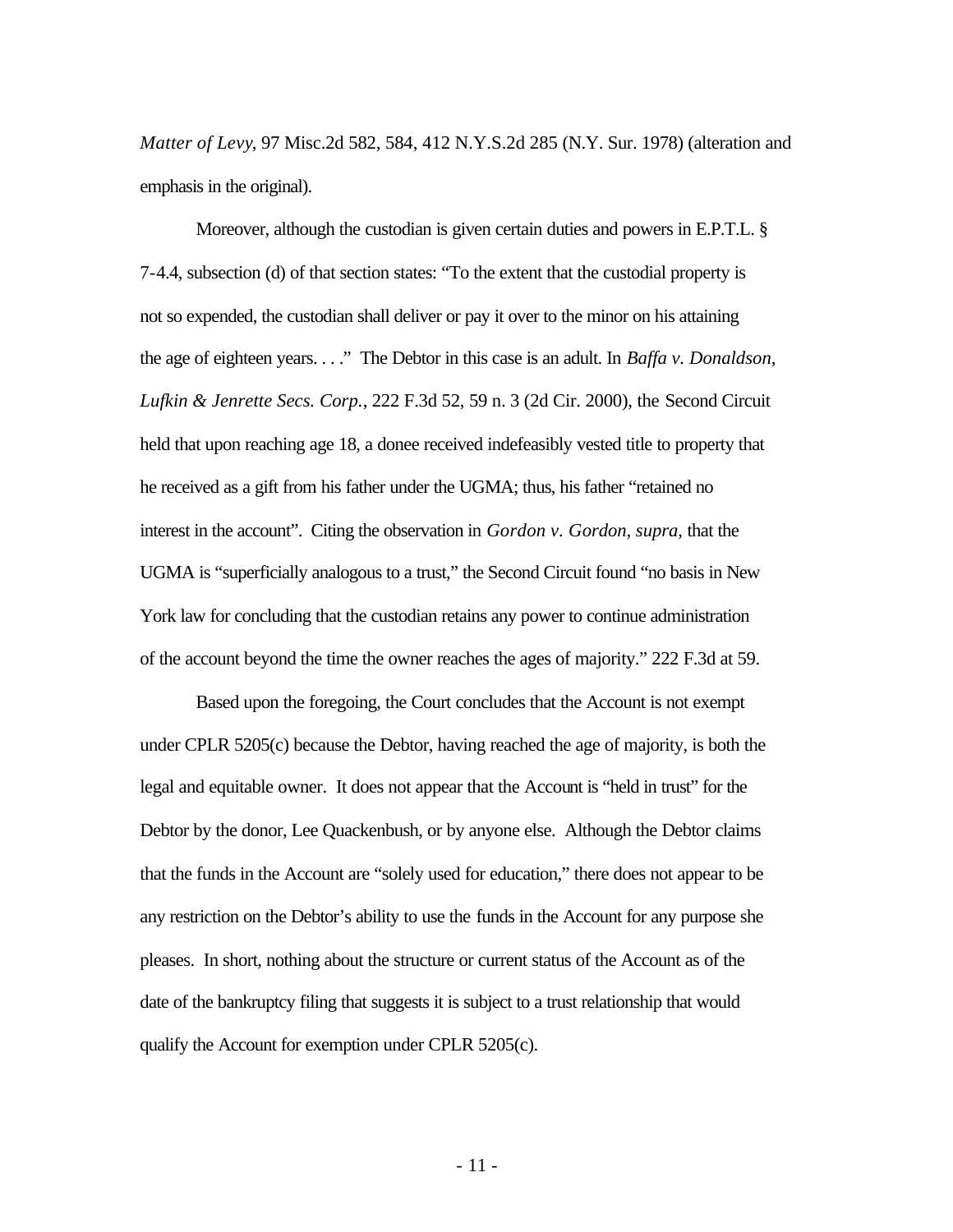*Matter of Levy*, 97 Misc.2d 582, 584, 412 N.Y.S.2d 285 (N.Y. Sur. 1978) (alteration and emphasis in the original).

Moreover, although the custodian is given certain duties and powers in E.P.T.L. § 7-4.4, subsection (d) of that section states: "To the extent that the custodial property is not so expended, the custodian shall deliver or pay it over to the minor on his attaining the age of eighteen years. . . ." The Debtor in this case is an adult. In *Baffa v. Donaldson, Lufkin & Jenrette Secs. Corp.*, 222 F.3d 52, 59 n. 3 (2d Cir. 2000), the Second Circuit held that upon reaching age 18, a donee received indefeasibly vested title to property that he received as a gift from his father under the UGMA; thus, his father "retained no interest in the account". Citing the observation in *Gordon v. Gordon, supra*, that the UGMA is "superficially analogous to a trust," the Second Circuit found "no basis in New York law for concluding that the custodian retains any power to continue administration of the account beyond the time the owner reaches the ages of majority." 222 F.3d at 59.

Based upon the foregoing, the Court concludes that the Account is not exempt under CPLR 5205(c) because the Debtor, having reached the age of majority, is both the legal and equitable owner. It does not appear that the Account is "held in trust" for the Debtor by the donor, Lee Quackenbush, or by anyone else. Although the Debtor claims that the funds in the Account are "solely used for education," there does not appear to be any restriction on the Debtor's ability to use the funds in the Account for any purpose she pleases. In short, nothing about the structure or current status of the Account as of the date of the bankruptcy filing that suggests it is subject to a trust relationship that would qualify the Account for exemption under CPLR 5205(c).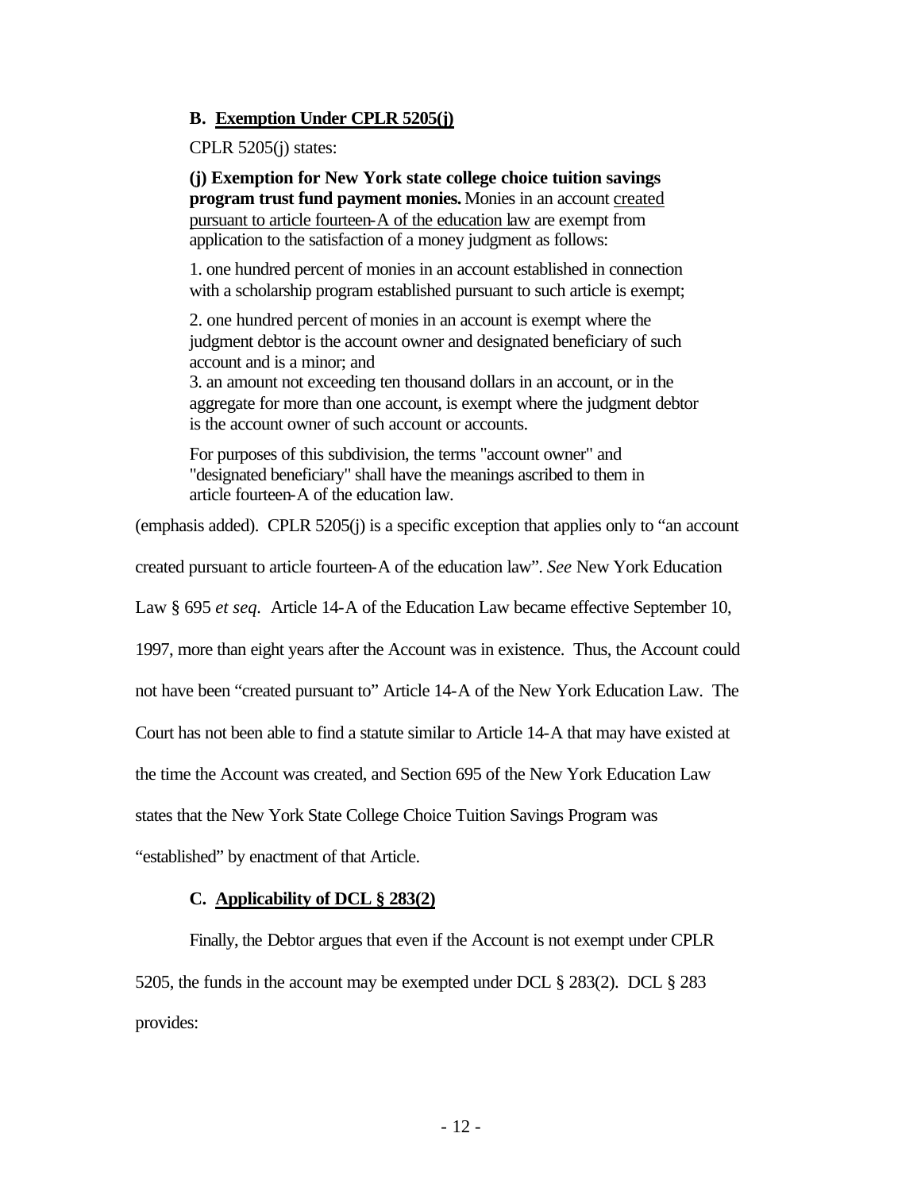**B. Exemption Under CPLR 5205(j)**

CPLR 5205(j) states:

> **(j) Exemption for New York state college choice tuition savings program trust fund payment monies.** Monies in an account created pursuant to article fourteen-A of the education law are exempt from application to the satisfaction of a money judgment as follows:
>
> 1. one hundred percent of monies in an account established in connection with a scholarship program established pursuant to such article is exempt;
>
> 2. one hundred percent of monies in an account is exempt where the judgment debtor is the account owner and designated beneficiary of such account and is a minor; and
>
> 3. an amount not exceeding ten thousand dollars in an account, or in the aggregate for more than one account, is exempt where the judgment debtor is the account owner of such account or accounts.
>
> For purposes of this subdivision, the terms "account owner" and "designated beneficiary" shall have the meanings ascribed to them in article fourteen-A of the education law.

(emphasis added). CPLR 5205(j) is a specific exception that applies only to "an account created pursuant to article fourteen-A of the education law". *See* New York Education Law § 695 *et seq*. Article 14-A of the Education Law became effective September 10, 1997, more than eight years after the Account was in existence. Thus, the Account could not have been "created pursuant to" Article 14-A of the New York Education Law. The Court has not been able to find a statute similar to Article 14-A that may have existed at the time the Account was created, and Section 695 of the New York Education Law states that the New York State College Choice Tuition Savings Program was "established" by enactment of that Article.

**C. Applicability of DCL § 283(2)**

Finally, the Debtor argues that even if the Account is not exempt under CPLR 5205, the funds in the account may be exempted under DCL § 283(2). DCL § 283 provides: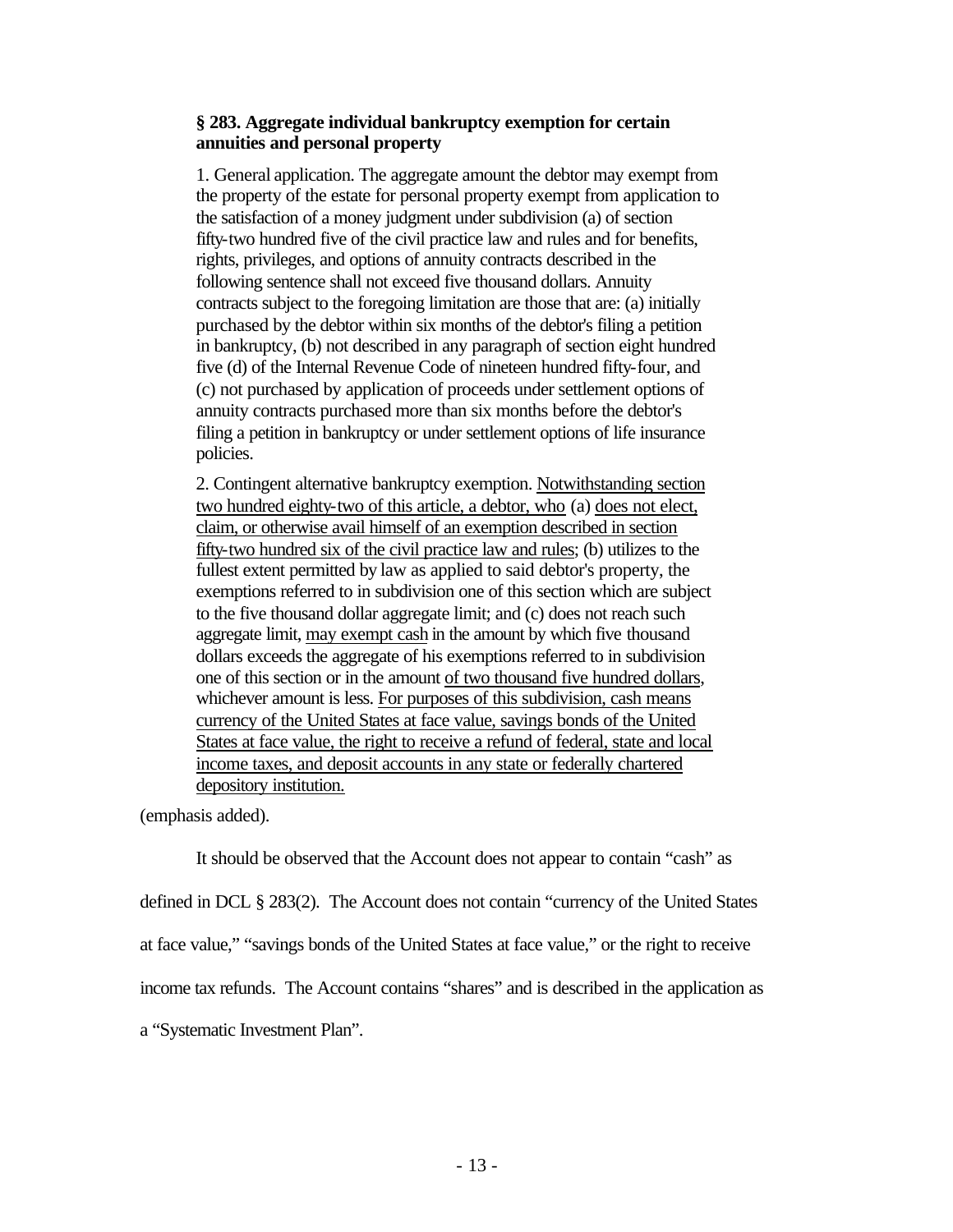**§ 283. Aggregate individual bankruptcy exemption for certain annuities and personal property**

1. General application. The aggregate amount the debtor may exempt from the property of the estate for personal property exempt from application to the satisfaction of a money judgment under subdivision (a) of section fifty-two hundred five of the civil practice law and rules and for benefits, rights, privileges, and options of annuity contracts described in the following sentence shall not exceed five thousand dollars. Annuity contracts subject to the foregoing limitation are those that are: (a) initially purchased by the debtor within six months of the debtor's filing a petition in bankruptcy, (b) not described in any paragraph of section eight hundred five (d) of the Internal Revenue Code of nineteen hundred fifty-four, and (c) not purchased by application of proceeds under settlement options of annuity contracts purchased more than six months before the debtor's filing a petition in bankruptcy or under settlement options of life insurance policies.

2. Contingent alternative bankruptcy exemption. <u>Notwithstanding section two hundred eighty-two of this article, a debtor, who</u> (a) <u>does not elect, claim, or otherwise avail himself of an exemption described in section fifty-two hundred six of the civil practice law and rules</u>; (b) utilizes to the fullest extent permitted by law as applied to said debtor's property, the exemptions referred to in subdivision one of this section which are subject to the five thousand dollar aggregate limit; and (c) does not reach such aggregate limit, <u>may exempt cash</u> in the amount by which five thousand dollars exceeds the aggregate of his exemptions referred to in subdivision one of this section or in the amount <u>of two thousand five hundred dollars</u>, whichever amount is less. <u>For purposes of this subdivision, cash means currency of the United States at face value, savings bonds of the United States at face value, the right to receive a refund of federal, state and local income taxes, and deposit accounts in any state or federally chartered depository institution.</u>

(emphasis added).

It should be observed that the Account does not appear to contain "cash" as defined in DCL § 283(2). The Account does not contain "currency of the United States at face value," "savings bonds of the United States at face value," or the right to receive income tax refunds. The Account contains "shares" and is described in the application as a "Systematic Investment Plan".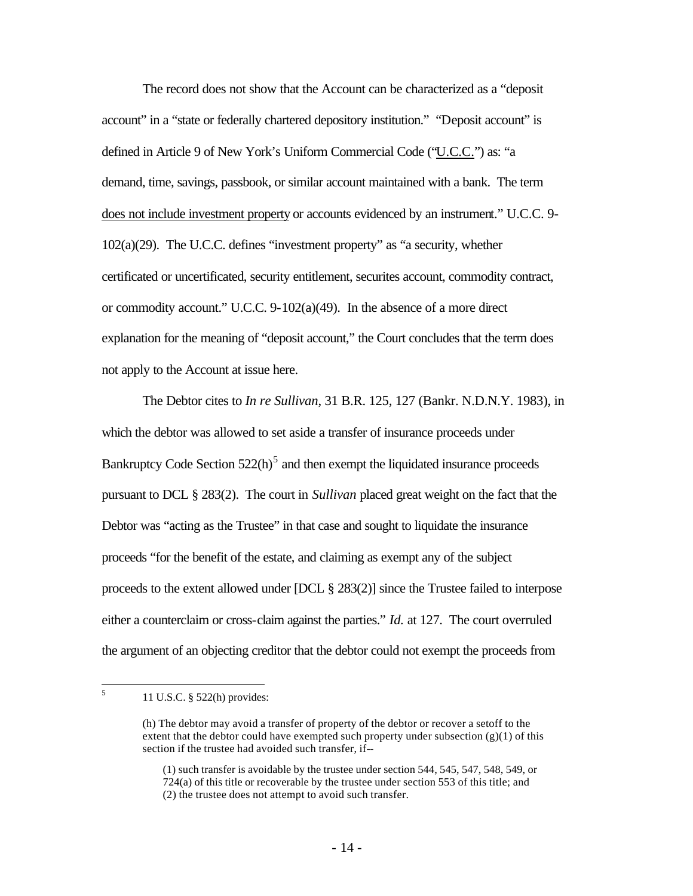The record does not show that the Account can be characterized as a "deposit account" in a "state or federally chartered depository institution." "Deposit account" is defined in Article 9 of New York's Uniform Commercial Code ("U.C.C.") as: "a demand, time, savings, passbook, or similar account maintained with a bank. The term does not include investment property or accounts evidenced by an instrument." U.C.C. 9-102(a)(29). The U.C.C. defines "investment property" as "a security, whether certificated or uncertificated, security entitlement, securites account, commodity contract, or commodity account." U.C.C. 9-102(a)(49). In the absence of a more direct explanation for the meaning of "deposit account," the Court concludes that the term does not apply to the Account at issue here.

The Debtor cites to *In re Sullivan*, 31 B.R. 125, 127 (Bankr. N.D.N.Y. 1983), in which the debtor was allowed to set aside a transfer of insurance proceeds under Bankruptcy Code Section 522(h)[5] and then exempt the liquidated insurance proceeds pursuant to DCL § 283(2). The court in *Sullivan* placed great weight on the fact that the Debtor was "acting as the Trustee" in that case and sought to liquidate the insurance proceeds "for the benefit of the estate, and claiming as exempt any of the subject proceeds to the extent allowed under [DCL § 283(2)] since the Trustee failed to interpose either a counterclaim or cross-claim against the parties." *Id.* at 127. The court overruled the argument of an objecting creditor that the debtor could not exempt the proceeds from

---

[5] 11 U.S.C. § 522(h) provides:

> (h) The debtor may avoid a transfer of property of the debtor or recover a setoff to the extent that the debtor could have exempted such property under subsection (g)(1) of this section if the trustee had avoided such transfer, if--
>
> (1) such transfer is avoidable by the trustee under section 544, 545, 547, 548, 549, or 724(a) of this title or recoverable by the trustee under section 553 of this title; and
> (2) the trustee does not attempt to avoid such transfer.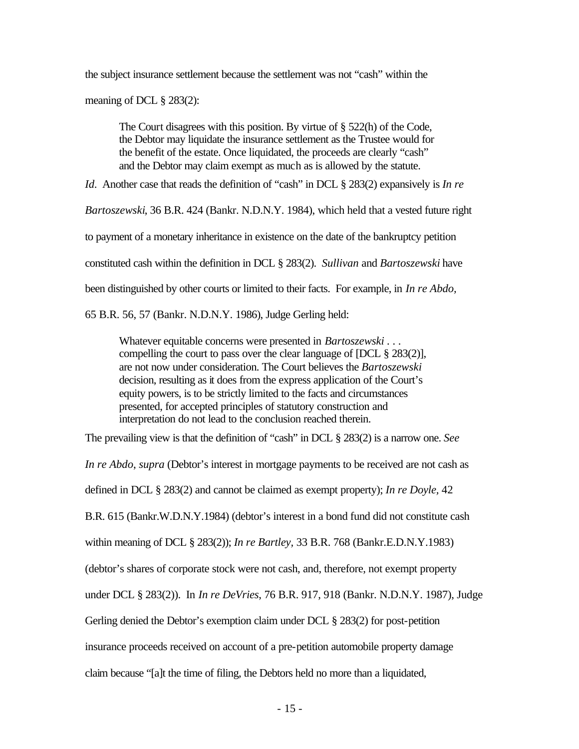the subject insurance settlement because the settlement was not "cash" within the meaning of DCL § 283(2):

> The Court disagrees with this position. By virtue of § 522(h) of the Code, the Debtor may liquidate the insurance settlement as the Trustee would for the benefit of the estate. Once liquidated, the proceeds are clearly "cash" and the Debtor may claim exempt as much as is allowed by the statute.

*Id*. Another case that reads the definition of "cash" in DCL § 283(2) expansively is *In re Bartoszewski*, 36 B.R. 424 (Bankr. N.D.N.Y. 1984), which held that a vested future right to payment of a monetary inheritance in existence on the date of the bankruptcy petition constituted cash within the definition in DCL § 283(2). *Sullivan* and *Bartoszewski* have been distinguished by other courts or limited to their facts. For example, in *In re Abdo*, 65 B.R. 56, 57 (Bankr. N.D.N.Y. 1986), Judge Gerling held:

> Whatever equitable concerns were presented in *Bartoszewski* . . . compelling the court to pass over the clear language of [DCL § 283(2)], are not now under consideration. The Court believes the *Bartoszewski* decision, resulting as it does from the express application of the Court's equity powers, is to be strictly limited to the facts and circumstances presented, for accepted principles of statutory construction and interpretation do not lead to the conclusion reached therein.

The prevailing view is that the definition of "cash" in DCL § 283(2) is a narrow one. *See In re Abdo*, *supra* (Debtor's interest in mortgage payments to be received are not cash as defined in DCL § 283(2) and cannot be claimed as exempt property); *In re Doyle,* 42 B.R. 615 (Bankr.W.D.N.Y.1984) (debtor's interest in a bond fund did not constitute cash within meaning of DCL § 283(2)); *In re Bartley*, 33 B.R. 768 (Bankr.E.D.N.Y.1983) (debtor's shares of corporate stock were not cash, and, therefore, not exempt property under DCL § 283(2)). In *In re DeVries*, 76 B.R. 917, 918 (Bankr. N.D.N.Y. 1987), Judge Gerling denied the Debtor's exemption claim under DCL § 283(2) for post-petition insurance proceeds received on account of a pre-petition automobile property damage claim because "[a]t the time of filing, the Debtors held no more than a liquidated,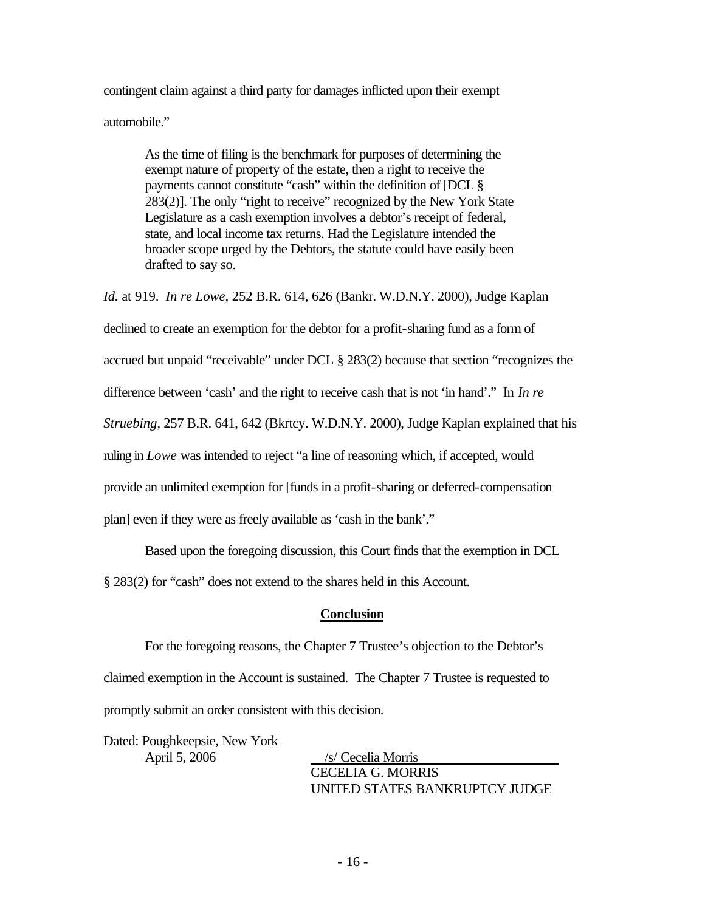contingent claim against a third party for damages inflicted upon their exempt automobile."

> As the time of filing is the benchmark for purposes of determining the exempt nature of property of the estate, then a right to receive the payments cannot constitute "cash" within the definition of [DCL § 283(2)]. The only "right to receive" recognized by the New York State Legislature as a cash exemption involves a debtor's receipt of federal, state, and local income tax returns. Had the Legislature intended the broader scope urged by the Debtors, the statute could have easily been drafted to say so.

*Id.* at 919. *In re Lowe*, 252 B.R. 614, 626 (Bankr. W.D.N.Y. 2000), Judge Kaplan declined to create an exemption for the debtor for a profit-sharing fund as a form of accrued but unpaid "receivable" under DCL § 283(2) because that section "recognizes the difference between 'cash' and the right to receive cash that is not 'in hand'." In *In re Struebing*, 257 B.R. 641, 642 (Bkrtcy. W.D.N.Y. 2000), Judge Kaplan explained that his ruling in *Lowe* was intended to reject "a line of reasoning which, if accepted, would provide an unlimited exemption for [funds in a profit-sharing or deferred-compensation plan] even if they were as freely available as 'cash in the bank'."

Based upon the foregoing discussion, this Court finds that the exemption in DCL § 283(2) for "cash" does not extend to the shares held in this Account.

## Conclusion

For the foregoing reasons, the Chapter 7 Trustee's objection to the Debtor's claimed exemption in the Account is sustained. The Chapter 7 Trustee is requested to promptly submit an order consistent with this decision.

Dated: Poughkeepsie, New York
April 5, 2006

/s/ Cecelia Morris
CECELIA G. MORRIS
UNITED STATES BANKRUPTCY JUDGE